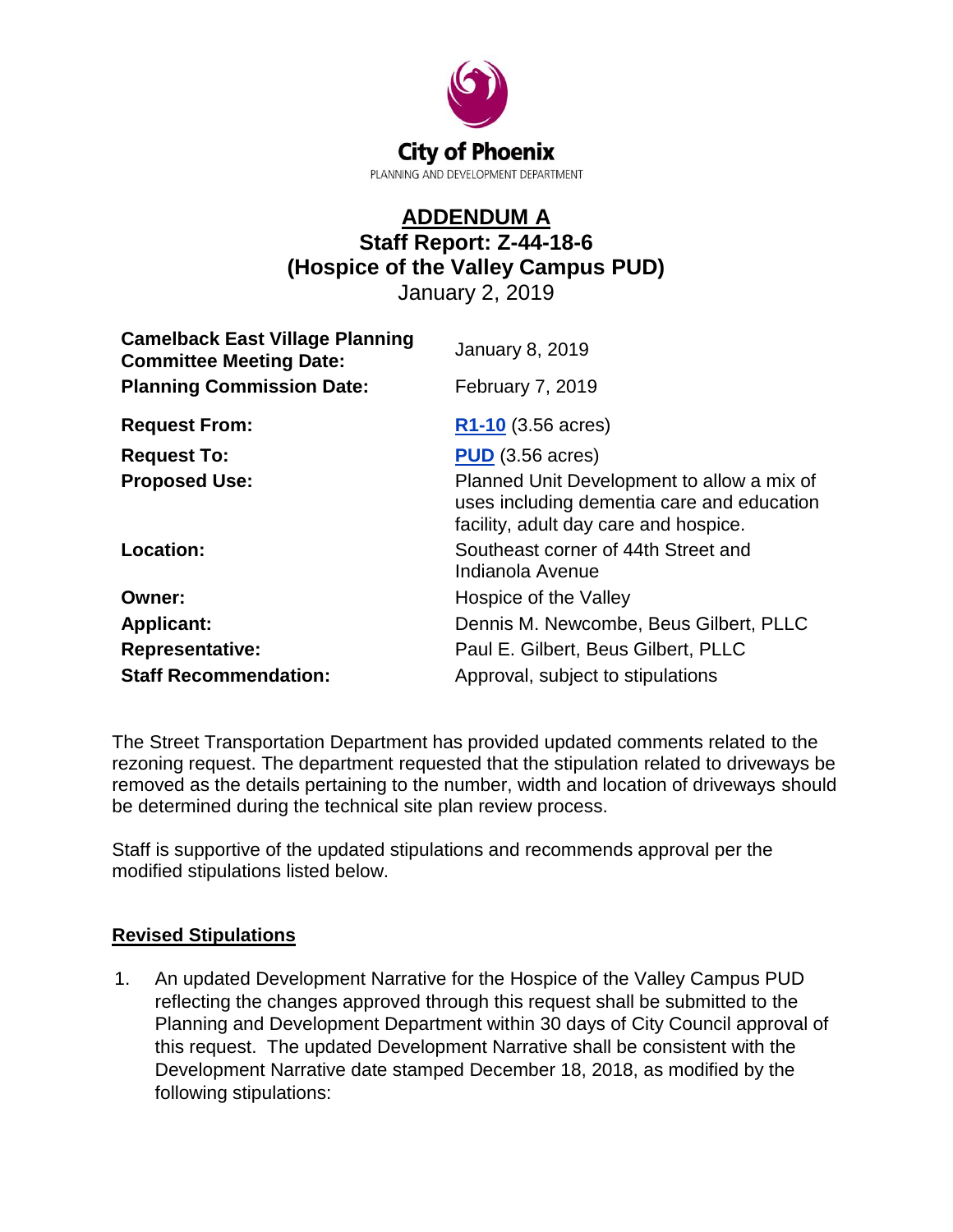City of Phoenix

PLANNING AND DEVELOPMENT DEPARTMENT

# ADDENDUM A
## Staff Report: Z-44-18-6
## (Hospice of the Valley Campus PUD)
January 2, 2019

| | |
|---|---|
| **Camelback East Village Planning Committee Meeting Date:** | January 8, 2019 |
| **Planning Commission Date:** | February 7, 2019 |
| **Request From:** | R1-10 (3.56 acres) |
| **Request To:** | PUD (3.56 acres) |
| **Proposed Use:** | Planned Unit Development to allow a mix of uses including dementia care and education facility, adult day care and hospice. |
| **Location:** | Southeast corner of 44th Street and Indianola Avenue |
| **Owner:** | Hospice of the Valley |
| **Applicant:** | Dennis M. Newcombe, Beus Gilbert, PLLC |
| **Representative:** | Paul E. Gilbert, Beus Gilbert, PLLC |
| **Staff Recommendation:** | Approval, subject to stipulations |

The Street Transportation Department has provided updated comments related to the rezoning request. The department requested that the stipulation related to driveways be removed as the details pertaining to the number, width and location of driveways should be determined during the technical site plan review process.

Staff is supportive of the updated stipulations and recommends approval per the modified stipulations listed below.

**Revised Stipulations**

1. An updated Development Narrative for the Hospice of the Valley Campus PUD reflecting the changes approved through this request shall be submitted to the Planning and Development Department within 30 days of City Council approval of this request. The updated Development Narrative shall be consistent with the Development Narrative date stamped December 18, 2018, as modified by the following stipulations: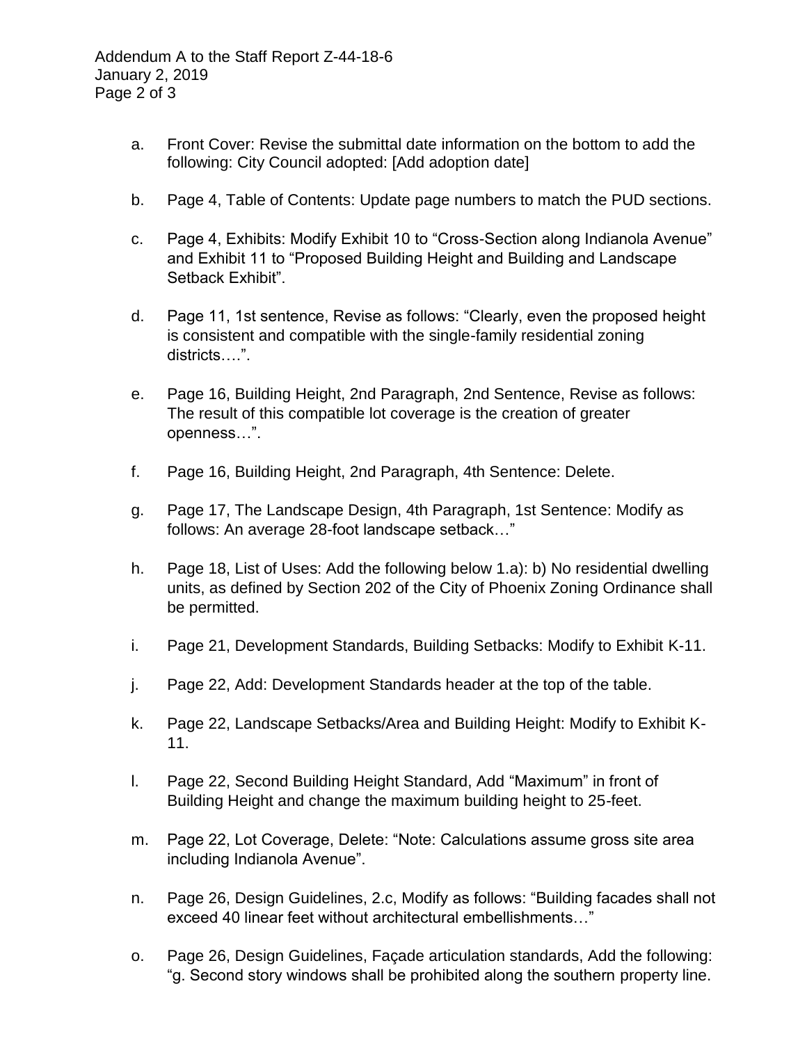a. Front Cover: Revise the submittal date information on the bottom to add the following: City Council adopted: [Add adoption date]

b. Page 4, Table of Contents: Update page numbers to match the PUD sections.

c. Page 4, Exhibits: Modify Exhibit 10 to "Cross-Section along Indianola Avenue" and Exhibit 11 to "Proposed Building Height and Building and Landscape Setback Exhibit".

d. Page 11, 1st sentence, Revise as follows: "Clearly, even the proposed height is consistent and compatible with the single-family residential zoning districts….".

e. Page 16, Building Height, 2nd Paragraph, 2nd Sentence, Revise as follows: The result of this compatible lot coverage is the creation of greater openness…".

f. Page 16, Building Height, 2nd Paragraph, 4th Sentence: Delete.

g. Page 17, The Landscape Design, 4th Paragraph, 1st Sentence: Modify as follows: An average 28-foot landscape setback…"

h. Page 18, List of Uses: Add the following below 1.a): b) No residential dwelling units, as defined by Section 202 of the City of Phoenix Zoning Ordinance shall be permitted.

i. Page 21, Development Standards, Building Setbacks: Modify to Exhibit K-11.

j. Page 22, Add: Development Standards header at the top of the table.

k. Page 22, Landscape Setbacks/Area and Building Height: Modify to Exhibit K-11.

l. Page 22, Second Building Height Standard, Add "Maximum" in front of Building Height and change the maximum building height to 25-feet.

m. Page 22, Lot Coverage, Delete: "Note: Calculations assume gross site area including Indianola Avenue".

n. Page 26, Design Guidelines, 2.c, Modify as follows: "Building facades shall not exceed 40 linear feet without architectural embellishments…"

o. Page 26, Design Guidelines, Façade articulation standards, Add the following: "g. Second story windows shall be prohibited along the southern property line.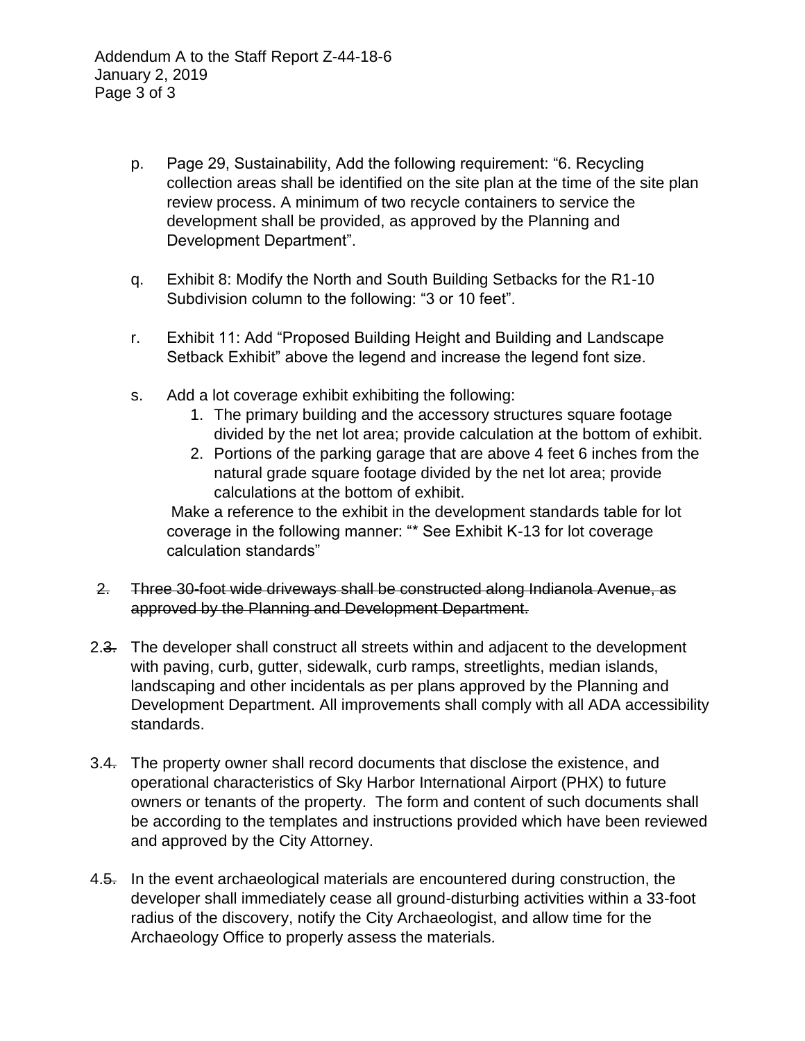Addendum A to the Staff Report Z-44-18-6
January 2, 2019

p. Page 29, Sustainability, Add the following requirement: "6. Recycling collection areas shall be identified on the site plan at the time of the site plan review process. A minimum of two recycle containers to service the development shall be provided, as approved by the Planning and Development Department".

q. Exhibit 8: Modify the North and South Building Setbacks for the R1-10 Subdivision column to the following: "3 or 10 feet".

r. Exhibit 11: Add "Proposed Building Height and Building and Landscape Setback Exhibit" above the legend and increase the legend font size.

s. Add a lot coverage exhibit exhibiting the following:
   1. The primary building and the accessory structures square footage divided by the net lot area; provide calculation at the bottom of exhibit.
   2. Portions of the parking garage that are above 4 feet 6 inches from the natural grade square footage divided by the net lot area; provide calculations at the bottom of exhibit.

   Make a reference to the exhibit in the development standards table for lot coverage in the following manner: "* See Exhibit K-13 for lot coverage calculation standards"

~~2. Three 30-foot wide driveways shall be constructed along Indianola Avenue, as approved by the Planning and Development Department.~~

2.~~3.~~ The developer shall construct all streets within and adjacent to the development with paving, curb, gutter, sidewalk, curb ramps, streetlights, median islands, landscaping and other incidentals as per plans approved by the Planning and Development Department. All improvements shall comply with all ADA accessibility standards.

3.~~4.~~ The property owner shall record documents that disclose the existence, and operational characteristics of Sky Harbor International Airport (PHX) to future owners or tenants of the property. The form and content of such documents shall be according to the templates and instructions provided which have been reviewed and approved by the City Attorney.

4.~~5.~~ In the event archaeological materials are encountered during construction, the developer shall immediately cease all ground-disturbing activities within a 33-foot radius of the discovery, notify the City Archaeologist, and allow time for the Archaeology Office to properly assess the materials.